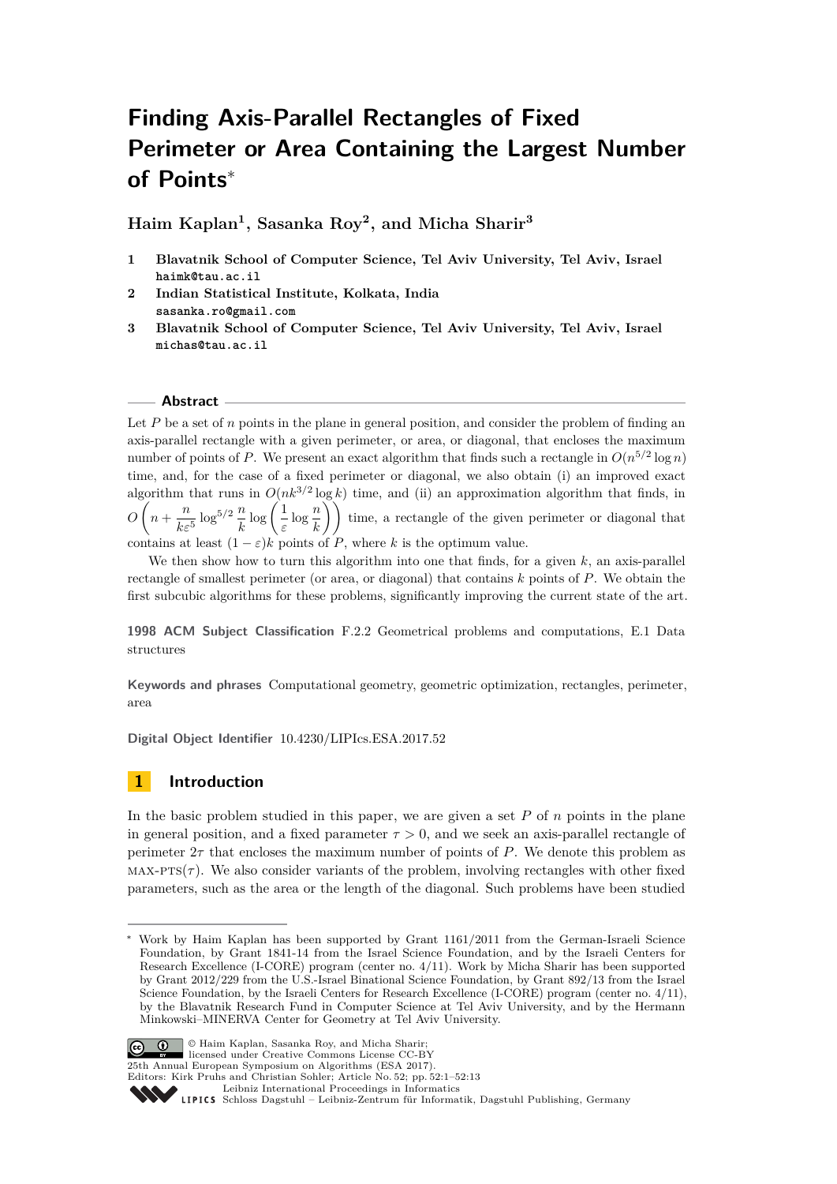# Finding Axis-Parallel Rectangles of Fixed Perimeter or Area Containing the Largest Number of Points*

**Haim Kaplan[1], Sasanka Roy[2], and Micha Sharir[3]**

1. **Blavatnik School of Computer Science, Tel Aviv University, Tel Aviv, Israel**
   haimk@tau.ac.il
2. **Indian Statistical Institute, Kolkata, India**
   sasanka.ro@gmail.com
3. **Blavatnik School of Computer Science, Tel Aviv University, Tel Aviv, Israel**
   michas@tau.ac.il

## Abstract

Let $P$ be a set of $n$ points in the plane in general position, and consider the problem of finding an axis-parallel rectangle with a given perimeter, or area, or diagonal, that encloses the maximum number of points of $P$. We present an exact algorithm that finds such a rectangle in $O(n^{5/2}\log n)$ time, and, for the case of a fixed perimeter or diagonal, we also obtain (i) an improved exact algorithm that runs in $O(nk^{3/2}\log k)$ time, and (ii) an approximation algorithm that finds, in $O\left(n + \frac{n}{k\varepsilon^5}\log^{5/2}\frac{n}{k}\log\left(\frac{1}{\varepsilon}\log\frac{n}{k}\right)\right)$ time, a rectangle of the given perimeter or diagonal that contains at least $(1-\varepsilon)k$ points of $P$, where $k$ is the optimum value.

We then show how to turn this algorithm into one that finds, for a given $k$, an axis-parallel rectangle of smallest perimeter (or area, or diagonal) that contains $k$ points of $P$. We obtain the first subcubic algorithms for these problems, significantly improving the current state of the art.

**1998 ACM Subject Classification** F.2.2 Geometrical problems and computations, E.1 Data structures

**Keywords and phrases** Computational geometry, geometric optimization, rectangles, perimeter, area

**Digital Object Identifier** 10.4230/LIPIcs.ESA.2017.52

## 1 Introduction

In the basic problem studied in this paper, we are given a set $P$ of $n$ points in the plane in general position, and a fixed parameter $\tau > 0$, and we seek an axis-parallel rectangle of perimeter $2\tau$ that encloses the maximum number of points of $P$. We denote this problem as MAX-PTS($\tau$). We also consider variants of the problem, involving rectangles with other fixed parameters, such as the area or the length of the diagonal. Such problems have been studied

---

* Work by Haim Kaplan has been supported by Grant 1161/2011 from the German-Israeli Science Foundation, by Grant 1841-14 from the Israel Science Foundation, and by the Israeli Centers for Research Excellence (I-CORE) program (center no. 4/11). Work by Micha Sharir has been supported by Grant 2012/229 from the U.S.-Israel Binational Science Foundation, by Grant 892/13 from the Israel Science Foundation, by the Israeli Centers for Research Excellence (I-CORE) program (center no. 4/11), by the Blavatnik Research Fund in Computer Science at Tel Aviv University, and by the Hermann Minkowski–MINERVA Center for Geometry at Tel Aviv University.

© Haim Kaplan, Sasanka Roy, and Micha Sharir;
licensed under Creative Commons License CC-BY
25th Annual European Symposium on Algorithms (ESA 2017).
Editors: Kirk Pruhs and Christian Sohler; Article No. 52; pp. 52:1–52:13
Leibniz International Proceedings in Informatics
LIPICS Schloss Dagstuhl – Leibniz-Zentrum für Informatik, Dagstuhl Publishing, Germany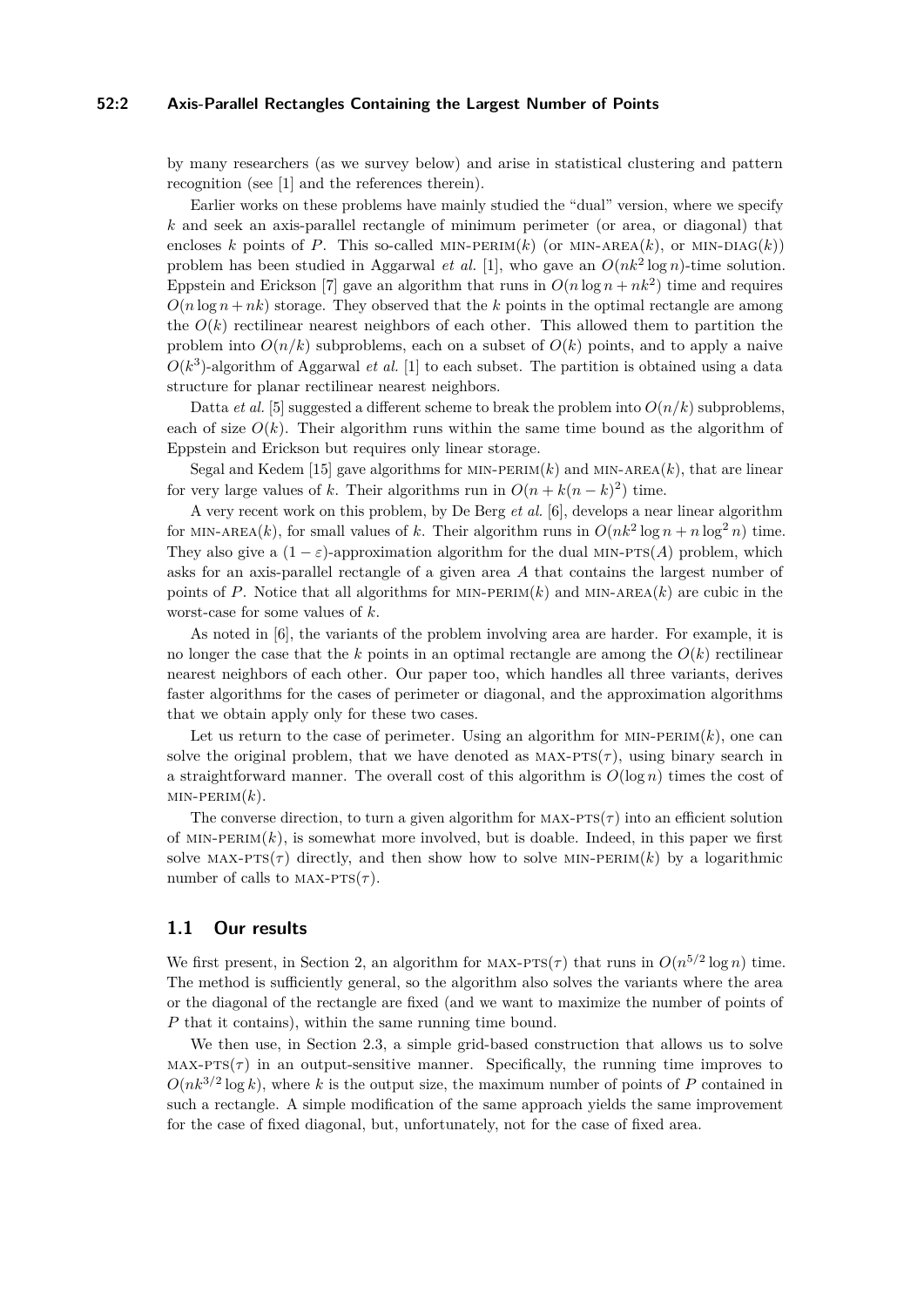by many researchers (as we survey below) and arise in statistical clustering and pattern recognition (see [1] and the references therein).

Earlier works on these problems have mainly studied the "dual" version, where we specify $k$ and seek an axis-parallel rectangle of minimum perimeter (or area, or diagonal) that encloses $k$ points of $P$. This so-called MIN-PERIM($k$) (or MIN-AREA($k$), or MIN-DIAG($k$)) problem has been studied in Aggarwal *et al.* [1], who gave an $O(nk^2 \log n)$-time solution. Eppstein and Erickson [7] gave an algorithm that runs in $O(n \log n + nk^2)$ time and requires $O(n \log n + nk)$ storage. They observed that the $k$ points in the optimal rectangle are among the $O(k)$ rectilinear nearest neighbors of each other. This allowed them to partition the problem into $O(n/k)$ subproblems, each on a subset of $O(k)$ points, and to apply a naive $O(k^3)$-algorithm of Aggarwal *et al.* [1] to each subset. The partition is obtained using a data structure for planar rectilinear nearest neighbors.

Datta *et al.* [5] suggested a different scheme to break the problem into $O(n/k)$ subproblems, each of size $O(k)$. Their algorithm runs within the same time bound as the algorithm of Eppstein and Erickson but requires only linear storage.

Segal and Kedem [15] gave algorithms for MIN-PERIM($k$) and MIN-AREA($k$), that are linear for very large values of $k$. Their algorithms run in $O(n + k(n-k)^2)$ time.

A very recent work on this problem, by De Berg *et al.* [6], develops a near linear algorithm for MIN-AREA($k$), for small values of $k$. Their algorithm runs in $O(nk^2 \log n + n \log^2 n)$ time. They also give a $(1-\varepsilon)$-approximation algorithm for the dual MIN-PTS($A$) problem, which asks for an axis-parallel rectangle of a given area $A$ that contains the largest number of points of $P$. Notice that all algorithms for MIN-PERIM($k$) and MIN-AREA($k$) are cubic in the worst-case for some values of $k$.

As noted in [6], the variants of the problem involving area are harder. For example, it is no longer the case that the $k$ points in an optimal rectangle are among the $O(k)$ rectilinear nearest neighbors of each other. Our paper too, which handles all three variants, derives faster algorithms for the cases of perimeter or diagonal, and the approximation algorithms that we obtain apply only for these two cases.

Let us return to the case of perimeter. Using an algorithm for MIN-PERIM($k$), one can solve the original problem, that we have denoted as MAX-PTS($\tau$), using binary search in a straightforward manner. The overall cost of this algorithm is $O(\log n)$ times the cost of MIN-PERIM($k$).

The converse direction, to turn a given algorithm for MAX-PTS($\tau$) into an efficient solution of MIN-PERIM($k$), is somewhat more involved, but is doable. Indeed, in this paper we first solve MAX-PTS($\tau$) directly, and then show how to solve MIN-PERIM($k$) by a logarithmic number of calls to MAX-PTS($\tau$).

## 1.1 Our results

We first present, in Section 2, an algorithm for MAX-PTS($\tau$) that runs in $O(n^{5/2} \log n)$ time. The method is sufficiently general, so the algorithm also solves the variants where the area or the diagonal of the rectangle are fixed (and we want to maximize the number of points of $P$ that it contains), within the same running time bound.

We then use, in Section 2.3, a simple grid-based construction that allows us to solve MAX-PTS($\tau$) in an output-sensitive manner. Specifically, the running time improves to $O(nk^{3/2} \log k)$, where $k$ is the output size, the maximum number of points of $P$ contained in such a rectangle. A simple modification of the same approach yields the same improvement for the case of fixed diagonal, but, unfortunately, not for the case of fixed area.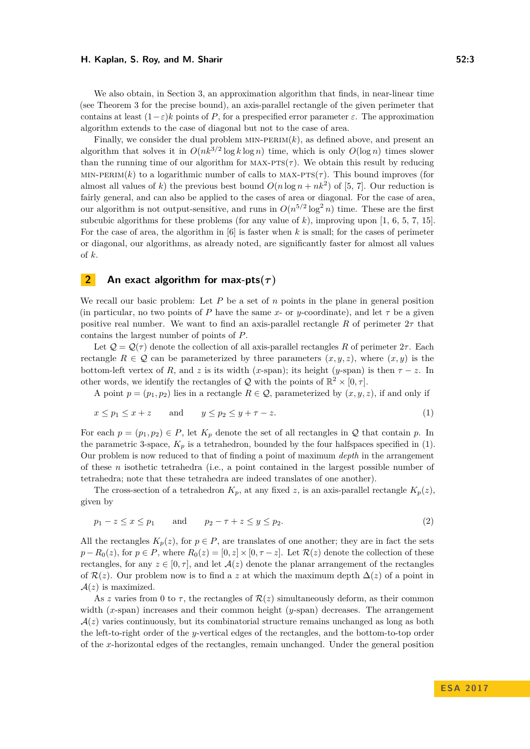We also obtain, in Section 3, an approximation algorithm that finds, in near-linear time (see Theorem 3 for the precise bound), an axis-parallel rectangle of the given perimeter that contains at least $(1-\varepsilon)k$ points of $P$, for a prespecified error parameter $\varepsilon$. The approximation algorithm extends to the case of diagonal but not to the case of area.

Finally, we consider the dual problem MIN-PERIM($k$), as defined above, and present an algorithm that solves it in $O(nk^{3/2} \log k \log n)$ time, which is only $O(\log n)$ times slower than the running time of our algorithm for MAX-PTS($\tau$). We obtain this result by reducing MIN-PERIM($k$) to a logarithmic number of calls to MAX-PTS($\tau$). This bound improves (for almost all values of $k$) the previous best bound $O(n \log n + nk^2)$ of [5, 7]. Our reduction is fairly general, and can also be applied to the cases of area or diagonal. For the case of area, our algorithm is not output-sensitive, and runs in $O(n^{5/2} \log^2 n)$ time. These are the first subcubic algorithms for these problems (for any value of $k$), improving upon [1, 6, 5, 7, 15]. For the case of area, the algorithm in [6] is faster when $k$ is small; for the cases of perimeter or diagonal, our algorithms, as already noted, are significantly faster for almost all values of $k$.

## 2 An exact algorithm for max-pts($\tau$)

We recall our basic problem: Let $P$ be a set of $n$ points in the plane in general position (in particular, no two points of $P$ have the same $x$- or $y$-coordinate), and let $\tau$ be a given positive real number. We want to find an axis-parallel rectangle $R$ of perimeter $2\tau$ that contains the largest number of points of $P$.

Let $\mathcal{Q} = \mathcal{Q}(\tau)$ denote the collection of all axis-parallel rectangles $R$ of perimeter $2\tau$. Each rectangle $R \in \mathcal{Q}$ can be parameterized by three parameters $(x, y, z)$, where $(x, y)$ is the bottom-left vertex of $R$, and $z$ is its width ($x$-span); its height ($y$-span) is then $\tau - z$. In other words, we identify the rectangles of $\mathcal{Q}$ with the points of $\mathbb{R}^2 \times [0, \tau]$.

A point $p = (p_1, p_2)$ lies in a rectangle $R \in \mathcal{Q}$, parameterized by $(x, y, z)$, if and only if

$$x \le p_1 \le x + z \qquad \text{and} \qquad y \le p_2 \le y + \tau - z. \tag{1}$$

For each $p = (p_1, p_2) \in P$, let $K_p$ denote the set of all rectangles in $\mathcal{Q}$ that contain $p$. In the parametric 3-space, $K_p$ is a tetrahedron, bounded by the four halfspaces specified in (1). Our problem is now reduced to that of finding a point of maximum *depth* in the arrangement of these $n$ isothetic tetrahedra (i.e., a point contained in the largest possible number of tetrahedra; note that these tetrahedra are indeed translates of one another).

The cross-section of a tetrahedron $K_p$, at any fixed $z$, is an axis-parallel rectangle $K_p(z)$, given by

$$p_1 - z \le x \le p_1 \qquad \text{and} \qquad p_2 - \tau + z \le y \le p_2. \tag{2}$$

All the rectangles $K_p(z)$, for $p \in P$, are translates of one another; they are in fact the sets $p - R_0(z)$, for $p \in P$, where $R_0(z) = [0, z] \times [0, \tau - z]$. Let $\mathcal{R}(z)$ denote the collection of these rectangles, for any $z \in [0, \tau]$, and let $\mathcal{A}(z)$ denote the planar arrangement of the rectangles of $\mathcal{R}(z)$. Our problem now is to find a $z$ at which the maximum depth $\Delta(z)$ of a point in $\mathcal{A}(z)$ is maximized.

As $z$ varies from 0 to $\tau$, the rectangles of $\mathcal{R}(z)$ simultaneously deform, as their common width ($x$-span) increases and their common height ($y$-span) decreases. The arrangement $\mathcal{A}(z)$ varies continuously, but its combinatorial structure remains unchanged as long as both the left-to-right order of the $y$-vertical edges of the rectangles, and the bottom-to-top order of the $x$-horizontal edges of the rectangles, remain unchanged. Under the general position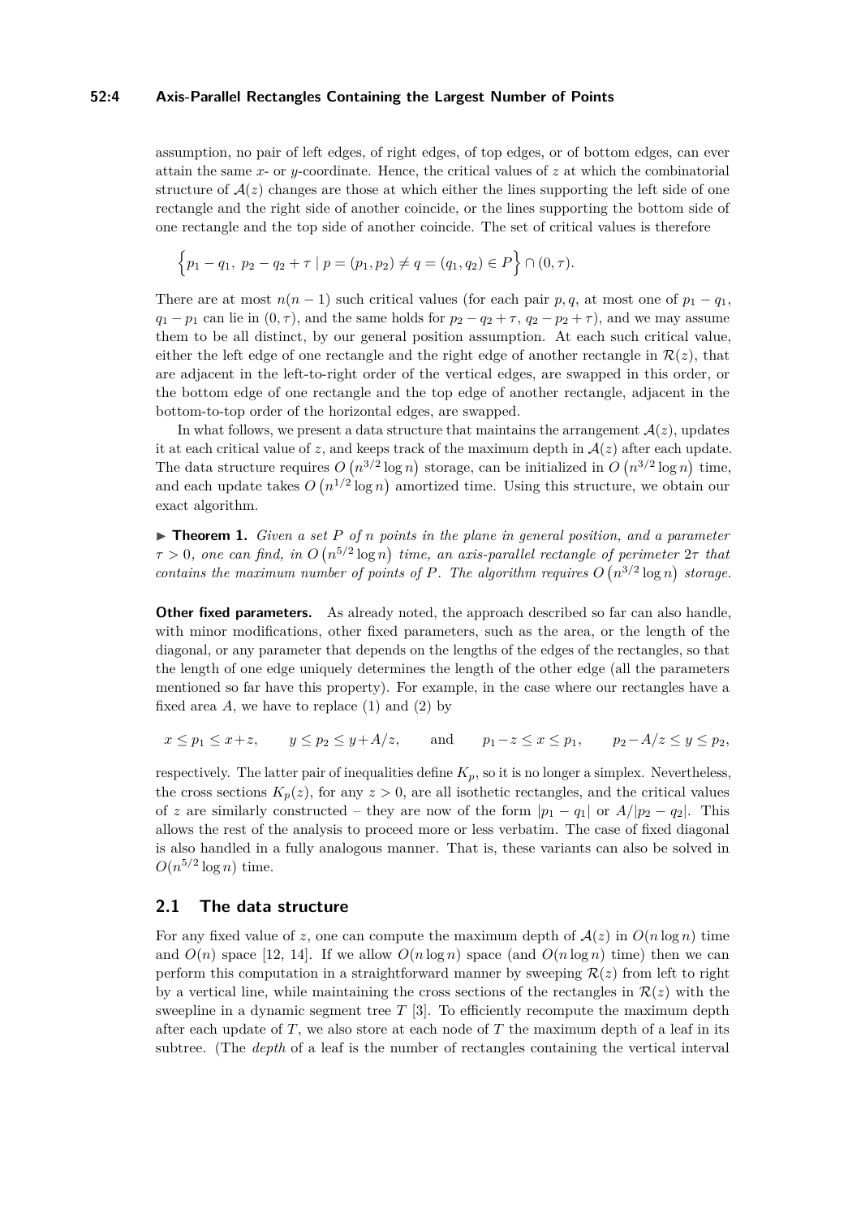assumption, no pair of left edges, of right edges, of top edges, or of bottom edges, can ever attain the same $x$- or $y$-coordinate. Hence, the critical values of $z$ at which the combinatorial structure of $\mathcal{A}(z)$ changes are those at which either the lines supporting the left side of one rectangle and the right side of another coincide, or the lines supporting the bottom side of one rectangle and the top side of another coincide. The set of critical values is therefore

$$\Big\{ p_1 - q_1,\ p_2 - q_2 + \tau \mid p = (p_1, p_2) \neq q = (q_1, q_2) \in P \Big\} \cap (0, \tau).$$

There are at most $n(n-1)$ such critical values (for each pair $p, q$, at most one of $p_1 - q_1$, $q_1 - p_1$ can lie in $(0, \tau)$, and the same holds for $p_2 - q_2 + \tau$, $q_2 - p_2 + \tau$), and we may assume them to be all distinct, by our general position assumption. At each such critical value, either the left edge of one rectangle and the right edge of another rectangle in $\mathcal{R}(z)$, that are adjacent in the left-to-right order of the vertical edges, are swapped in this order, or the bottom edge of one rectangle and the top edge of another rectangle, adjacent in the bottom-to-top order of the horizontal edges, are swapped.

In what follows, we present a data structure that maintains the arrangement $\mathcal{A}(z)$, updates it at each critical value of $z$, and keeps track of the maximum depth in $\mathcal{A}(z)$ after each update. The data structure requires $O\left(n^{3/2} \log n\right)$ storage, can be initialized in $O\left(n^{3/2} \log n\right)$ time, and each update takes $O\left(n^{1/2} \log n\right)$ amortized time. Using this structure, we obtain our exact algorithm.

▶ **Theorem 1.** *Given a set $P$ of $n$ points in the plane in general position, and a parameter $\tau > 0$, one can find, in $O\left(n^{5/2} \log n\right)$ time, an axis-parallel rectangle of perimeter $2\tau$ that contains the maximum number of points of $P$. The algorithm requires $O\left(n^{3/2} \log n\right)$ storage.*

**Other fixed parameters.** As already noted, the approach described so far can also handle, with minor modifications, other fixed parameters, such as the area, or the length of the diagonal, or any parameter that depends on the lengths of the edges of the rectangles, so that the length of one edge uniquely determines the length of the other edge (all the parameters mentioned so far have this property). For example, in the case where our rectangles have a fixed area $A$, we have to replace (1) and (2) by

$$x \le p_1 \le x + z, \qquad y \le p_2 \le y + A/z, \qquad \text{and} \qquad p_1 - z \le x \le p_1, \qquad p_2 - A/z \le y \le p_2,$$

respectively. The latter pair of inequalities define $K_p$, so it is no longer a simplex. Nevertheless, the cross sections $K_p(z)$, for any $z > 0$, are all isothetic rectangles, and the critical values of $z$ are similarly constructed – they are now of the form $|p_1 - q_1|$ or $A/|p_2 - q_2|$. This allows the rest of the analysis to proceed more or less verbatim. The case of fixed diagonal is also handled in a fully analogous manner. That is, these variants can also be solved in $O(n^{5/2} \log n)$ time.

## 2.1 The data structure

For any fixed value of $z$, one can compute the maximum depth of $\mathcal{A}(z)$ in $O(n \log n)$ time and $O(n)$ space [12, 14]. If we allow $O(n \log n)$ space (and $O(n \log n)$ time) then we can perform this computation in a straightforward manner by sweeping $\mathcal{R}(z)$ from left to right by a vertical line, while maintaining the cross sections of the rectangles in $\mathcal{R}(z)$ with the sweepline in a dynamic segment tree $T$ [3]. To efficiently recompute the maximum depth after each update of $T$, we also store at each node of $T$ the maximum depth of a leaf in its subtree. (The *depth* of a leaf is the number of rectangles containing the vertical interval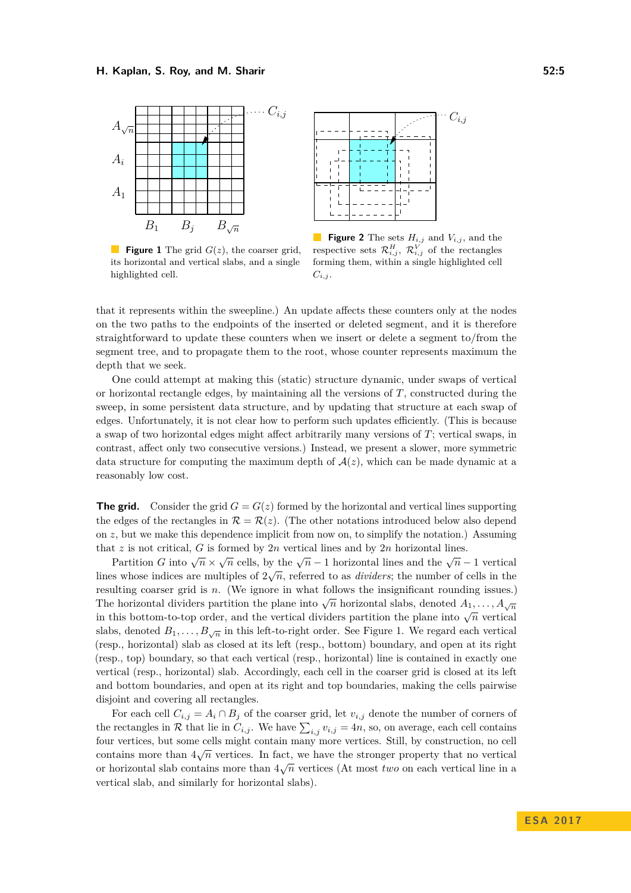**Figure 1** The grid $G(z)$, the coarser grid, its horizontal and vertical slabs, and a single highlighted cell.

**Figure 2** The sets $H_{i,j}$ and $V_{i,j}$, and the respective sets $\mathcal{R}^H_{i,j}$, $\mathcal{R}^V_{i,j}$ of the rectangles forming them, within a single highlighted cell $C_{i,j}$.

that it represents within the sweepline.) An update affects these counters only at the nodes on the two paths to the endpoints of the inserted or deleted segment, and it is therefore straightforward to update these counters when we insert or delete a segment to/from the segment tree, and to propagate them to the root, whose counter represents maximum the depth that we seek.

One could attempt at making this (static) structure dynamic, under swaps of vertical or horizontal rectangle edges, by maintaining all the versions of $T$, constructed during the sweep, in some persistent data structure, and by updating that structure at each swap of edges. Unfortunately, it is not clear how to perform such updates efficiently. (This is because a swap of two horizontal edges might affect arbitrarily many versions of $T$; vertical swaps, in contrast, affect only two consecutive versions.) Instead, we present a slower, more symmetric data structure for computing the maximum depth of $\mathcal{A}(z)$, which can be made dynamic at a reasonably low cost.

**The grid.** Consider the grid $G = G(z)$ formed by the horizontal and vertical lines supporting the edges of the rectangles in $\mathcal{R} = \mathcal{R}(z)$. (The other notations introduced below also depend on $z$, but we make this dependence implicit from now on, to simplify the notation.) Assuming that $z$ is not critical, $G$ is formed by $2n$ vertical lines and by $2n$ horizontal lines.

Partition $G$ into $\sqrt{n} \times \sqrt{n}$ cells, by the $\sqrt{n} - 1$ horizontal lines and the $\sqrt{n} - 1$ vertical lines whose indices are multiples of $2\sqrt{n}$, referred to as *dividers*; the number of cells in the resulting coarser grid is $n$. (We ignore in what follows the insignificant rounding issues.) The horizontal dividers partition the plane into $\sqrt{n}$ horizontal slabs, denoted $A_1, \ldots, A_{\sqrt{n}}$ in this bottom-to-top order, and the vertical dividers partition the plane into $\sqrt{n}$ vertical slabs, denoted $B_1, \ldots, B_{\sqrt{n}}$ in this left-to-right order. See Figure 1. We regard each vertical (resp., horizontal) slab as closed at its left (resp., bottom) boundary, and open at its right (resp., top) boundary, so that each vertical (resp., horizontal) line is contained in exactly one vertical (resp., horizontal) slab. Accordingly, each cell in the coarser grid is closed at its left and bottom boundaries, and open at its right and top boundaries, making the cells pairwise disjoint and covering all rectangles.

For each cell $C_{i,j} = A_i \cap B_j$ of the coarser grid, let $v_{i,j}$ denote the number of corners of the rectangles in $\mathcal{R}$ that lie in $C_{i,j}$. We have $\sum_{i,j} v_{i,j} = 4n$, so, on average, each cell contains four vertices, but some cells might contain many more vertices. Still, by construction, no cell contains more than $4\sqrt{n}$ vertices. In fact, we have the stronger property that no vertical or horizontal slab contains more than $4\sqrt{n}$ vertices (At most *two* on each vertical line in a vertical slab, and similarly for horizontal slabs).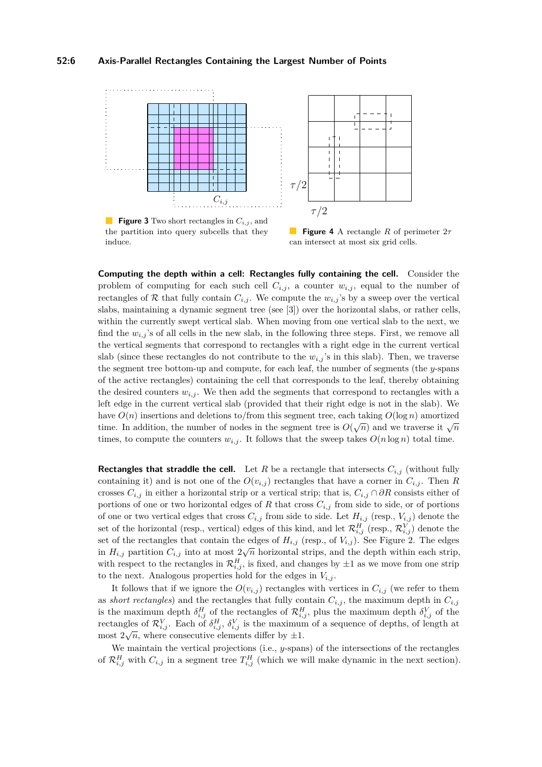**Figure 3** Two short rectangles in $C_{i,j}$, and the partition into query subcells that they induce.

**Figure 4** A rectangle $R$ of perimeter $2\tau$ can intersect at most six grid cells.

**Computing the depth within a cell: Rectangles fully containing the cell.** Consider the problem of computing for each such cell $C_{i,j}$, a counter $w_{i,j}$, equal to the number of rectangles of $\mathcal{R}$ that fully contain $C_{i,j}$. We compute the $w_{i,j}$'s by a sweep over the vertical slabs, maintaining a dynamic segment tree (see [3]) over the horizontal slabs, or rather cells, within the currently swept vertical slab. When moving from one vertical slab to the next, we find the $w_{i,j}$'s of all cells in the new slab, in the following three steps. First, we remove all the vertical segments that correspond to rectangles with a right edge in the current vertical slab (since these rectangles do not contribute to the $w_{i,j}$'s in this slab). Then, we traverse the segment tree bottom-up and compute, for each leaf, the number of segments (the $y$-spans of the active rectangles) containing the cell that corresponds to the leaf, thereby obtaining the desired counters $w_{i,j}$. We then add the segments that correspond to rectangles with a left edge in the current vertical slab (provided that their right edge is not in the slab). We have $O(n)$ insertions and deletions to/from this segment tree, each taking $O(\log n)$ amortized time. In addition, the number of nodes in the segment tree is $O(\sqrt{n})$ and we traverse it $\sqrt{n}$ times, to compute the counters $w_{i,j}$. It follows that the sweep takes $O(n \log n)$ total time.

**Rectangles that straddle the cell.** Let $R$ be a rectangle that intersects $C_{i,j}$ (without fully containing it) and is not one of the $O(v_{i,j})$ rectangles that have a corner in $C_{i,j}$. Then $R$ crosses $C_{i,j}$ in either a horizontal strip or a vertical strip; that is, $C_{i,j} \cap \partial R$ consists either of portions of one or two horizontal edges of $R$ that cross $C_{i,j}$ from side to side, or of portions of one or two vertical edges that cross $C_{i,j}$ from side to side. Let $H_{i,j}$ (resp., $V_{i,j}$) denote the set of the horizontal (resp., vertical) edges of this kind, and let $\mathcal{R}^H_{i,j}$ (resp., $\mathcal{R}^V_{i,j}$) denote the set of the rectangles that contain the edges of $H_{i,j}$ (resp., of $V_{i,j}$). See Figure 2. The edges in $H_{i,j}$ partition $C_{i,j}$ into at most $2\sqrt{n}$ horizontal strips, and the depth within each strip, with respect to the rectangles in $\mathcal{R}^H_{i,j}$, is fixed, and changes by $\pm 1$ as we move from one strip to the next. Analogous properties hold for the edges in $V_{i,j}$.

It follows that if we ignore the $O(v_{i,j})$ rectangles with vertices in $C_{i,j}$ (we refer to them as *short rectangles*) and the rectangles that fully contain $C_{i,j}$, the maximum depth in $C_{i,j}$ is the maximum depth $\delta^H_{i,j}$ of the rectangles of $\mathcal{R}^H_{i,j}$, plus the maximum depth $\delta^V_{i,j}$ of the rectangles of $\mathcal{R}^V_{i,j}$. Each of $\delta^H_{i,j}$, $\delta^V_{i,j}$ is the maximum of a sequence of depths, of length at most $2\sqrt{n}$, where consecutive elements differ by $\pm 1$.

We maintain the vertical projections (i.e., $y$-spans) of the intersections of the rectangles of $\mathcal{R}^H_{i,j}$ with $C_{i,j}$ in a segment tree $T^H_{i,j}$ (which we will make dynamic in the next section).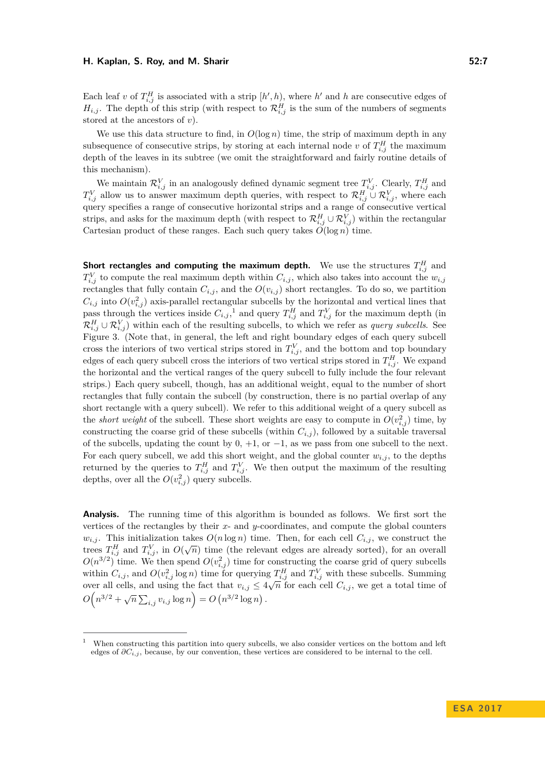Each leaf $v$ of $T^H_{i,j}$ is associated with a strip $[h', h)$, where $h'$ and $h$ are consecutive edges of $H_{i,j}$. The depth of this strip (with respect to $\mathcal{R}^H_{i,j}$ is the sum of the numbers of segments stored at the ancestors of $v$).

We use this data structure to find, in $O(\log n)$ time, the strip of maximum depth in any subsequence of consecutive strips, by storing at each internal node $v$ of $T^H_{i,j}$ the maximum depth of the leaves in its subtree (we omit the straightforward and fairly routine details of this mechanism).

We maintain $\mathcal{R}^V_{i,j}$ in an analogously defined dynamic segment tree $T^V_{i,j}$. Clearly, $T^H_{i,j}$ and $T^V_{i,j}$ allow us to answer maximum depth queries, with respect to $\mathcal{R}^H_{i,j} \cup \mathcal{R}^V_{i,j}$, where each query specifies a range of consecutive horizontal strips and a range of consecutive vertical strips, and asks for the maximum depth (with respect to $\mathcal{R}^H_{i,j} \cup \mathcal{R}^V_{i,j}$) within the rectangular Cartesian product of these ranges. Each such query takes $O(\log n)$ time.

**Short rectangles and computing the maximum depth.** We use the structures $T^H_{i,j}$ and $T^V_{i,j}$ to compute the real maximum depth within $C_{i,j}$, which also takes into account the $w_{i,j}$ rectangles that fully contain $C_{i,j}$, and the $O(v_{i,j})$ short rectangles. To do so, we partition $C_{i,j}$ into $O(v^2_{i,j})$ axis-parallel rectangular subcells by the horizontal and vertical lines that pass through the vertices inside $C_{i,j}$,[1] and query $T^H_{i,j}$ and $T^V_{i,j}$ for the maximum depth (in $\mathcal{R}^H_{i,j} \cup \mathcal{R}^V_{i,j}$) within each of the resulting subcells, to which we refer as *query subcells*. See Figure 3. (Note that, in general, the left and right boundary edges of each query subcell cross the interiors of two vertical strips stored in $T^V_{i,j}$, and the bottom and top boundary edges of each query subcell cross the interiors of two vertical strips stored in $T^H_{i,j}$. We expand the horizontal and the vertical ranges of the query subcell to fully include the four relevant strips.) Each query subcell, though, has an additional weight, equal to the number of short rectangles that fully contain the subcell (by construction, there is no partial overlap of any short rectangle with a query subcell). We refer to this additional weight of a query subcell as the *short weight* of the subcell. These short weights are easy to compute in $O(v^2_{i,j})$ time, by constructing the coarse grid of these subcells (within $C_{i,j}$), followed by a suitable traversal of the subcells, updating the count by 0, +1, or −1, as we pass from one subcell to the next. For each query subcell, we add this short weight, and the global counter $w_{i,j}$, to the depths returned by the queries to $T^H_{i,j}$ and $T^V_{i,j}$. We then output the maximum of the resulting depths, over all the $O(v^2_{i,j})$ query subcells.

**Analysis.** The running time of this algorithm is bounded as follows. We first sort the vertices of the rectangles by their $x$- and $y$-coordinates, and compute the global counters $w_{i,j}$. This initialization takes $O(n \log n)$ time. Then, for each cell $C_{i,j}$, we construct the trees $T^H_{i,j}$ and $T^V_{i,j}$, in $O(\sqrt{n})$ time (the relevant edges are already sorted), for an overall $O(n^{3/2})$ time. We then spend $O(v^2_{i,j})$ time for constructing the coarse grid of query subcells within $C_{i,j}$, and $O(v^2_{i,j} \log n)$ time for querying $T^H_{i,j}$ and $T^V_{i,j}$ with these subcells. Summing over all cells, and using the fact that $v_{i,j} \le 4\sqrt{n}$ for each cell $C_{i,j}$, we get a total time of $O\Big(n^{3/2} + \sqrt{n} \sum_{i,j} v_{i,j} \log n\Big) = O\left(n^{3/2} \log n\right)$.

[1] When constructing this partition into query subcells, we also consider vertices on the bottom and left edges of $\partial C_{i,j}$, because, by our convention, these vertices are considered to be internal to the cell.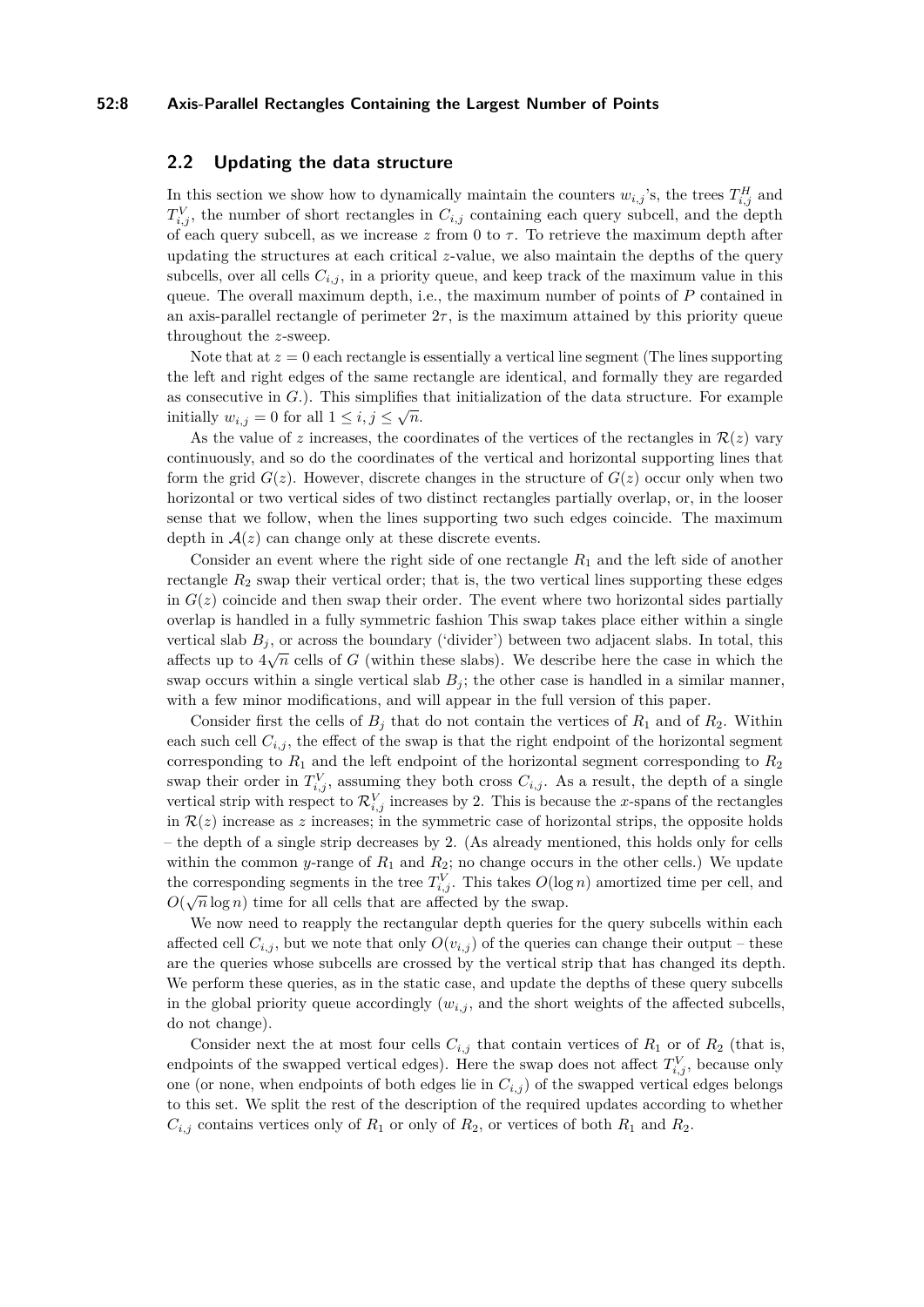## 2.2 Updating the data structure

In this section we show how to dynamically maintain the counters $w_{i,j}$'s, the trees $T^H_{i,j}$ and $T^V_{i,j}$, the number of short rectangles in $C_{i,j}$ containing each query subcell, and the depth of each query subcell, as we increase $z$ from 0 to $\tau$. To retrieve the maximum depth after updating the structures at each critical $z$-value, we also maintain the depths of the query subcells, over all cells $C_{i,j}$, in a priority queue, and keep track of the maximum value in this queue. The overall maximum depth, i.e., the maximum number of points of $P$ contained in an axis-parallel rectangle of perimeter $2\tau$, is the maximum attained by this priority queue throughout the $z$-sweep.

Note that at $z = 0$ each rectangle is essentially a vertical line segment (The lines supporting the left and right edges of the same rectangle are identical, and formally they are regarded as consecutive in $G$.). This simplifies that initialization of the data structure. For example initially $w_{i,j} = 0$ for all $1 \le i, j \le \sqrt{n}$.

As the value of $z$ increases, the coordinates of the vertices of the rectangles in $\mathcal{R}(z)$ vary continuously, and so do the coordinates of the vertical and horizontal supporting lines that form the grid $G(z)$. However, discrete changes in the structure of $G(z)$ occur only when two horizontal or two vertical sides of two distinct rectangles partially overlap, or, in the looser sense that we follow, when the lines supporting two such edges coincide. The maximum depth in $\mathcal{A}(z)$ can change only at these discrete events.

Consider an event where the right side of one rectangle $R_1$ and the left side of another rectangle $R_2$ swap their vertical order; that is, the two vertical lines supporting these edges in $G(z)$ coincide and then swap their order. The event where two horizontal sides partially overlap is handled in a fully symmetric fashion This swap takes place either within a single vertical slab $B_j$, or across the boundary ('divider') between two adjacent slabs. In total, this affects up to $4\sqrt{n}$ cells of $G$ (within these slabs). We describe here the case in which the swap occurs within a single vertical slab $B_j$; the other case is handled in a similar manner, with a few minor modifications, and will appear in the full version of this paper.

Consider first the cells of $B_j$ that do not contain the vertices of $R_1$ and of $R_2$. Within each such cell $C_{i,j}$, the effect of the swap is that the right endpoint of the horizontal segment corresponding to $R_1$ and the left endpoint of the horizontal segment corresponding to $R_2$ swap their order in $T^V_{i,j}$, assuming they both cross $C_{i,j}$. As a result, the depth of a single vertical strip with respect to $\mathcal{R}^V_{i,j}$ increases by 2. This is because the $x$-spans of the rectangles in $\mathcal{R}(z)$ increase as $z$ increases; in the symmetric case of horizontal strips, the opposite holds – the depth of a single strip decreases by 2. (As already mentioned, this holds only for cells within the common $y$-range of $R_1$ and $R_2$; no change occurs in the other cells.) We update the corresponding segments in the tree $T^V_{i,j}$. This takes $O(\log n)$ amortized time per cell, and $O(\sqrt{n} \log n)$ time for all cells that are affected by the swap.

We now need to reapply the rectangular depth queries for the query subcells within each affected cell $C_{i,j}$, but we note that only $O(v_{i,j})$ of the queries can change their output – these are the queries whose subcells are crossed by the vertical strip that has changed its depth. We perform these queries, as in the static case, and update the depths of these query subcells in the global priority queue accordingly ($w_{i,j}$, and the short weights of the affected subcells, do not change).

Consider next the at most four cells $C_{i,j}$ that contain vertices of $R_1$ or of $R_2$ (that is, endpoints of the swapped vertical edges). Here the swap does not affect $T^V_{i,j}$, because only one (or none, when endpoints of both edges lie in $C_{i,j}$) of the swapped vertical edges belongs to this set. We split the rest of the description of the required updates according to whether $C_{i,j}$ contains vertices only of $R_1$ or only of $R_2$, or vertices of both $R_1$ and $R_2$.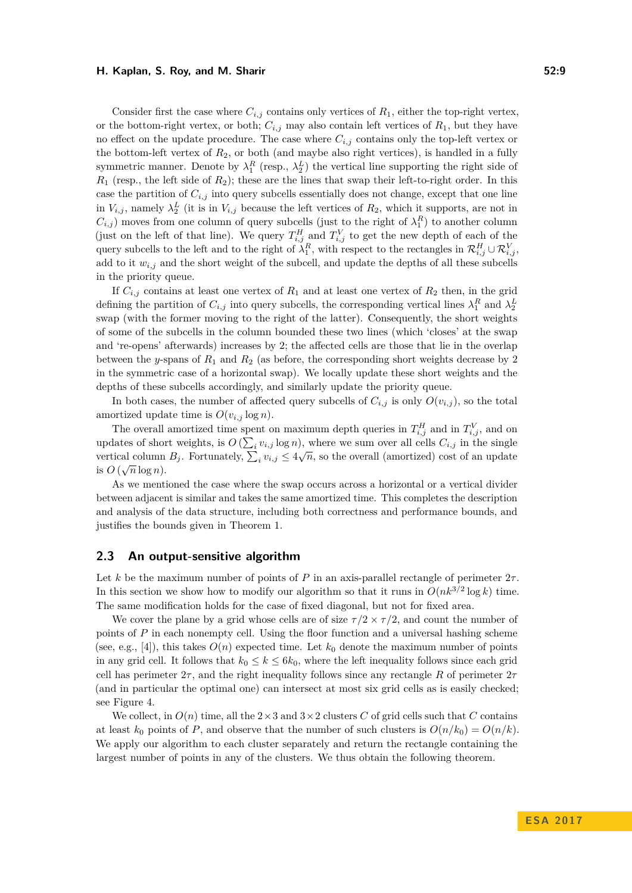Consider first the case where $C_{i,j}$ contains only vertices of $R_1$, either the top-right vertex, or the bottom-right vertex, or both; $C_{i,j}$ may also contain left vertices of $R_1$, but they have no effect on the update procedure. The case where $C_{i,j}$ contains only the top-left vertex or the bottom-left vertex of $R_2$, or both (and maybe also right vertices), is handled in a fully symmetric manner. Denote by $\lambda_1^R$ (resp., $\lambda_2^L$) the vertical line supporting the right side of $R_1$ (resp., the left side of $R_2$); these are the lines that swap their left-to-right order. In this case the partition of $C_{i,j}$ into query subcells essentially does not change, except that one line in $V_{i,j}$, namely $\lambda_2^L$ (it is in $V_{i,j}$ because the left vertices of $R_2$, which it supports, are not in $C_{i,j}$) moves from one column of query subcells (just to the right of $\lambda_1^R$) to another column (just on the left of that line). We query $T_{i,j}^H$ and $T_{i,j}^V$ to get the new depth of each of the query subcells to the left and to the right of $\lambda_1^R$, with respect to the rectangles in $\mathcal{R}_{i,j}^H \cup \mathcal{R}_{i,j}^V$, add to it $w_{i,j}$ and the short weight of the subcell, and update the depths of all these subcells in the priority queue.

If $C_{i,j}$ contains at least one vertex of $R_1$ and at least one vertex of $R_2$ then, in the grid defining the partition of $C_{i,j}$ into query subcells, the corresponding vertical lines $\lambda_1^R$ and $\lambda_2^L$ swap (with the former moving to the right of the latter). Consequently, the short weights of some of the subcells in the column bounded these two lines (which 'closes' at the swap and 're-opens' afterwards) increases by 2; the affected cells are those that lie in the overlap between the $y$-spans of $R_1$ and $R_2$ (as before, the corresponding short weights decrease by 2 in the symmetric case of a horizontal swap). We locally update these short weights and the depths of these subcells accordingly, and similarly update the priority queue.

In both cases, the number of affected query subcells of $C_{i,j}$ is only $O(v_{i,j})$, so the total amortized update time is $O(v_{i,j} \log n)$.

The overall amortized time spent on maximum depth queries in $T_{i,j}^H$ and in $T_{i,j}^V$, and on updates of short weights, is $O\left(\sum_i v_{i,j} \log n\right)$, where we sum over all cells $C_{i,j}$ in the single vertical column $B_j$. Fortunately, $\sum_i v_{i,j} \leq 4\sqrt{n}$, so the overall (amortized) cost of an update is $O\left(\sqrt{n} \log n\right)$.

As we mentioned the case where the swap occurs across a horizontal or a vertical divider between adjacent is similar and takes the same amortized time. This completes the description and analysis of the data structure, including both correctness and performance bounds, and justifies the bounds given in Theorem 1.

## 2.3 An output-sensitive algorithm

Let $k$ be the maximum number of points of $P$ in an axis-parallel rectangle of perimeter $2\tau$. In this section we show how to modify our algorithm so that it runs in $O(nk^{3/2} \log k)$ time. The same modification holds for the case of fixed diagonal, but not for fixed area.

We cover the plane by a grid whose cells are of size $\tau/2 \times \tau/2$, and count the number of points of $P$ in each nonempty cell. Using the floor function and a universal hashing scheme (see, e.g., [4]), this takes $O(n)$ expected time. Let $k_0$ denote the maximum number of points in any grid cell. It follows that $k_0 \leq k \leq 6k_0$, where the left inequality follows since each grid cell has perimeter $2\tau$, and the right inequality follows since any rectangle $R$ of perimeter $2\tau$ (and in particular the optimal one) can intersect at most six grid cells as is easily checked; see Figure 4.

We collect, in $O(n)$ time, all the $2 \times 3$ and $3 \times 2$ clusters $C$ of grid cells such that $C$ contains at least $k_0$ points of $P$, and observe that the number of such clusters is $O(n/k_0) = O(n/k)$. We apply our algorithm to each cluster separately and return the rectangle containing the largest number of points in any of the clusters. We thus obtain the following theorem.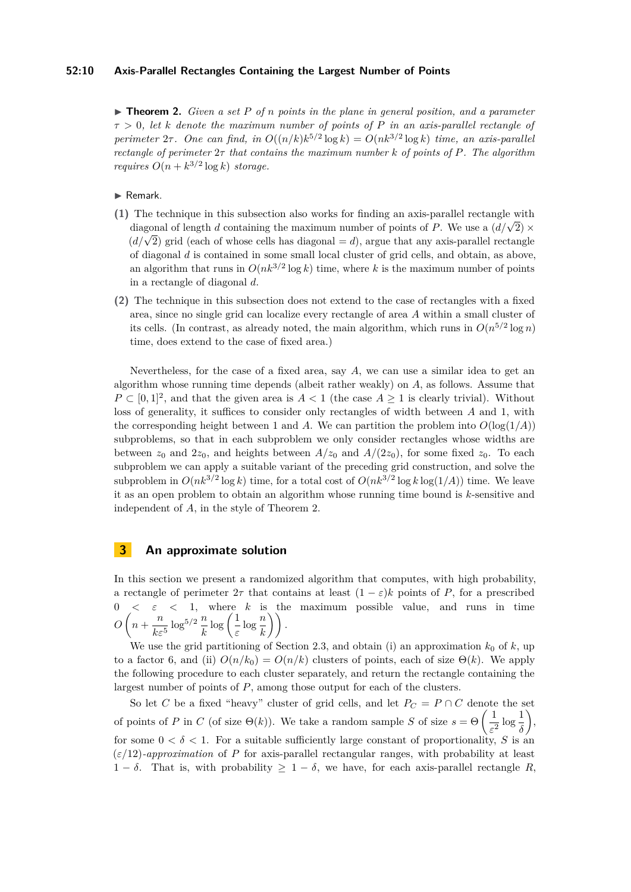▶ **Theorem 2.** *Given a set $P$ of $n$ points in the plane in general position, and a parameter $\tau > 0$, let $k$ denote the maximum number of points of $P$ in an axis-parallel rectangle of perimeter $2\tau$. One can find, in $O((n/k)k^{5/2} \log k) = O(nk^{3/2} \log k)$ time, an axis-parallel rectangle of perimeter $2\tau$ that contains the maximum number $k$ of points of $P$. The algorithm requires $O(n + k^{3/2} \log k)$ storage.*

▶ Remark.

**(1)** The technique in this subsection also works for finding an axis-parallel rectangle with diagonal of length $d$ containing the maximum number of points of $P$. We use a $(d/\sqrt{2}) \times (d/\sqrt{2})$ grid (each of whose cells has diagonal $= d$), argue that any axis-parallel rectangle of diagonal $d$ is contained in some small local cluster of grid cells, and obtain, as above, an algorithm that runs in $O(nk^{3/2} \log k)$ time, where $k$ is the maximum number of points in a rectangle of diagonal $d$.

**(2)** The technique in this subsection does not extend to the case of rectangles with a fixed area, since no single grid can localize every rectangle of area $A$ within a small cluster of its cells. (In contrast, as already noted, the main algorithm, which runs in $O(n^{5/2} \log n)$ time, does extend to the case of fixed area.)

Nevertheless, for the case of a fixed area, say $A$, we can use a similar idea to get an algorithm whose running time depends (albeit rather weakly) on $A$, as follows. Assume that $P \subset [0, 1]^2$, and that the given area is $A < 1$ (the case $A \geq 1$ is clearly trivial). Without loss of generality, it suffices to consider only rectangles of width between $A$ and 1, with the corresponding height between 1 and $A$. We can partition the problem into $O(\log(1/A))$ subproblems, so that in each subproblem we only consider rectangles whose widths are between $z_0$ and $2z_0$, and heights between $A/z_0$ and $A/(2z_0)$, for some fixed $z_0$. To each subproblem we can apply a suitable variant of the preceding grid construction, and solve the subproblem in $O(nk^{3/2} \log k)$ time, for a total cost of $O(nk^{3/2} \log k \log(1/A))$ time. We leave it as an open problem to obtain an algorithm whose running time bound is $k$-sensitive and independent of $A$, in the style of Theorem 2.

## 3 An approximate solution

In this section we present a randomized algorithm that computes, with high probability, a rectangle of perimeter $2\tau$ that contains at least $(1 - \varepsilon)k$ points of $P$, for a prescribed $0 < \varepsilon < 1$, where $k$ is the maximum possible value, and runs in time $O\left(n + \dfrac{n}{k\varepsilon^5} \log^{5/2} \dfrac{n}{k} \log\left(\dfrac{1}{\varepsilon} \log \dfrac{n}{k}\right)\right)$.

We use the grid partitioning of Section 2.3, and obtain (i) an approximation $k_0$ of $k$, up to a factor 6, and (ii) $O(n/k_0) = O(n/k)$ clusters of points, each of size $\Theta(k)$. We apply the following procedure to each cluster separately, and return the rectangle containing the largest number of points of $P$, among those output for each of the clusters.

So let $C$ be a fixed "heavy" cluster of grid cells, and let $P_C = P \cap C$ denote the set of points of $P$ in $C$ (of size $\Theta(k)$). We take a random sample $S$ of size $s = \Theta\left(\dfrac{1}{\varepsilon^2} \log \dfrac{1}{\delta}\right)$, for some $0 < \delta < 1$. For a suitable sufficiently large constant of proportionality, $S$ is an $(\varepsilon/12)$-*approximation* of $P$ for axis-parallel rectangular ranges, with probability at least $1 - \delta$. That is, with probability $\geq 1 - \delta$, we have, for each axis-parallel rectangle $R$,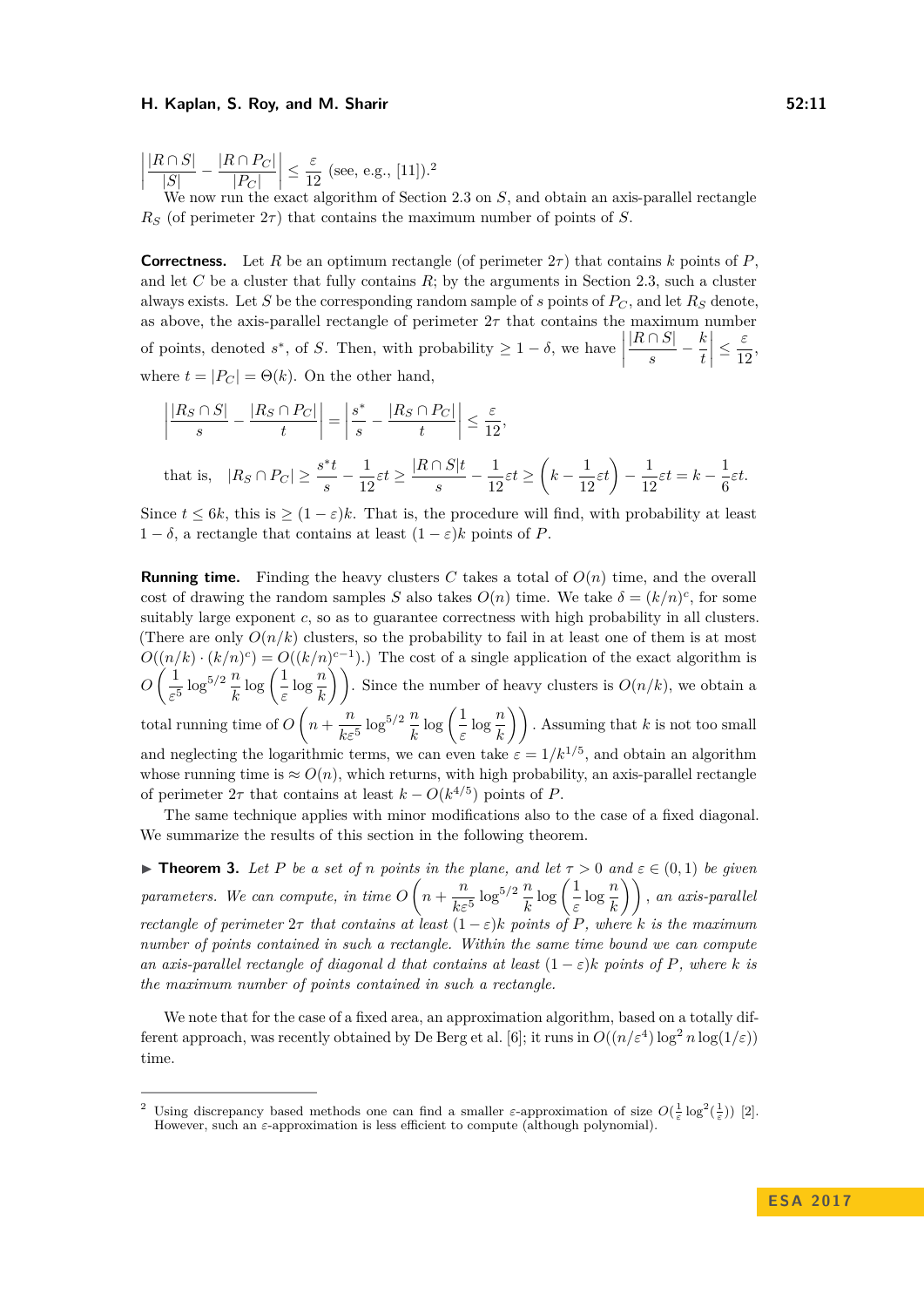$\left| \frac{|R \cap S|}{|S|} - \frac{|R \cap P_C|}{|P_C|} \right| \le \frac{\varepsilon}{12}$ (see, e.g., [11]).[2]

We now run the exact algorithm of Section 2.3 on $S$, and obtain an axis-parallel rectangle $R_S$ (of perimeter $2\tau$) that contains the maximum number of points of $S$.

**Correctness.** Let $R$ be an optimum rectangle (of perimeter $2\tau$) that contains $k$ points of $P$, and let $C$ be a cluster that fully contains $R$; by the arguments in Section 2.3, such a cluster always exists. Let $S$ be the corresponding random sample of $s$ points of $P_C$, and let $R_S$ denote, as above, the axis-parallel rectangle of perimeter $2\tau$ that contains the maximum number of points, denoted $s^*$, of $S$. Then, with probability $\ge 1 - \delta$, we have $\left| \frac{|R \cap S|}{s} - \frac{k}{t} \right| \le \frac{\varepsilon}{12}$, where $t = |P_C| = \Theta(k)$. On the other hand,

$$\left| \frac{|R_S \cap S|}{s} - \frac{|R_S \cap P_C|}{t} \right| = \left| \frac{s^*}{s} - \frac{|R_S \cap P_C|}{t} \right| \le \frac{\varepsilon}{12},$$

$$\text{that is,} \quad |R_S \cap P_C| \ge \frac{s^* t}{s} - \frac{1}{12}\varepsilon t \ge \frac{|R \cap S| t}{s} - \frac{1}{12}\varepsilon t \ge \left(k - \frac{1}{12}\varepsilon t\right) - \frac{1}{12}\varepsilon t = k - \frac{1}{6}\varepsilon t.$$

Since $t \le 6k$, this is $\ge (1 - \varepsilon)k$. That is, the procedure will find, with probability at least $1 - \delta$, a rectangle that contains at least $(1 - \varepsilon)k$ points of $P$.

**Running time.** Finding the heavy clusters $C$ takes a total of $O(n)$ time, and the overall cost of drawing the random samples $S$ also takes $O(n)$ time. We take $\delta = (k/n)^c$, for some suitably large exponent $c$, so as to guarantee correctness with high probability in all clusters. (There are only $O(n/k)$ clusters, so the probability to fail in at least one of them is at most $O((n/k) \cdot (k/n)^c) = O((k/n)^{c-1})$.) The cost of a single application of the exact algorithm is $O\left(\frac{1}{\varepsilon^5} \log^{5/2} \frac{n}{k} \log\left(\frac{1}{\varepsilon} \log \frac{n}{k}\right)\right)$. Since the number of heavy clusters is $O(n/k)$, we obtain a total running time of $O\left(n + \frac{n}{k\varepsilon^5} \log^{5/2} \frac{n}{k} \log\left(\frac{1}{\varepsilon} \log \frac{n}{k}\right)\right)$. Assuming that $k$ is not too small and neglecting the logarithmic terms, we can even take $\varepsilon = 1/k^{1/5}$, and obtain an algorithm whose running time is $\approx O(n)$, which returns, with high probability, an axis-parallel rectangle of perimeter $2\tau$ that contains at least $k - O(k^{4/5})$ points of $P$.

The same technique applies with minor modifications also to the case of a fixed diagonal. We summarize the results of this section in the following theorem.

▶ **Theorem 3.** *Let $P$ be a set of $n$ points in the plane, and let $\tau > 0$ and $\varepsilon \in (0, 1)$ be given parameters. We can compute, in time $O\left(n + \frac{n}{k\varepsilon^5} \log^{5/2} \frac{n}{k} \log\left(\frac{1}{\varepsilon} \log \frac{n}{k}\right)\right)$, an axis-parallel rectangle of perimeter $2\tau$ that contains at least $(1 - \varepsilon)k$ points of $P$, where $k$ is the maximum number of points contained in such a rectangle. Within the same time bound we can compute an axis-parallel rectangle of diagonal $d$ that contains at least $(1 - \varepsilon)k$ points of $P$, where $k$ is the maximum number of points contained in such a rectangle.*

We note that for the case of a fixed area, an approximation algorithm, based on a totally different approach, was recently obtained by De Berg et al. [6]; it runs in $O((n/\varepsilon^4) \log^2 n \log(1/\varepsilon))$ time.

---

[2] Using discrepancy based methods one can find a smaller $\varepsilon$-approximation of size $O(\frac{1}{\varepsilon} \log^2(\frac{1}{\varepsilon}))$ [2]. However, such an $\varepsilon$-approximation is less efficient to compute (although polynomial).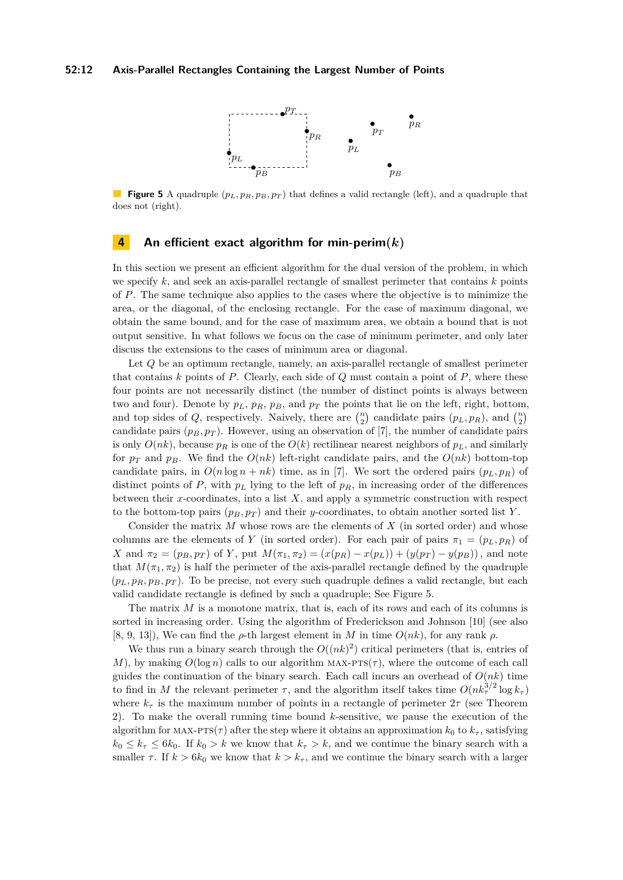**Figure 5** A quadruple $(p_L, p_R, p_B, p_T)$ that defines a valid rectangle (left), and a quadruple that does not (right).

## 4 An efficient exact algorithm for min-perim($k$)

In this section we present an efficient algorithm for the dual version of the problem, in which we specify $k$, and seek an axis-parallel rectangle of smallest perimeter that contains $k$ points of $P$. The same technique also applies to the cases where the objective is to minimize the area, or the diagonal, of the enclosing rectangle. For the case of maximum diagonal, we obtain the same bound, and for the case of maximum area, we obtain a bound that is not output sensitive. In what follows we focus on the case of minimum perimeter, and only later discuss the extensions to the cases of minimum area or diagonal.

Let $Q$ be an optimum rectangle, namely, an axis-parallel rectangle of smallest perimeter that contains $k$ points of $P$. Clearly, each side of $Q$ must contain a point of $P$, where these four points are not necessarily distinct (the number of distinct points is always between two and four). Denote by $p_L$, $p_R$, $p_B$, and $p_T$ the points that lie on the left, right, bottom, and top sides of $Q$, respectively. Naively, there are $\binom{n}{2}$ candidate pairs $(p_L, p_R)$, and $\binom{n}{2}$ candidate pairs $(p_B, p_T)$. However, using an observation of [7], the number of candidate pairs is only $O(nk)$, because $p_R$ is one of the $O(k)$ rectilinear nearest neighbors of $p_L$, and similarly for $p_T$ and $p_B$. We find the $O(nk)$ left-right candidate pairs, and the $O(nk)$ bottom-top candidate pairs, in $O(n \log n + nk)$ time, as in [7]. We sort the ordered pairs $(p_L, p_R)$ of distinct points of $P$, with $p_L$ lying to the left of $p_R$, in increasing order of the differences between their $x$-coordinates, into a list $X$, and apply a symmetric construction with respect to the bottom-top pairs $(p_B, p_T)$ and their $y$-coordinates, to obtain another sorted list $Y$.

Consider the matrix $M$ whose rows are the elements of $X$ (in sorted order) and whose columns are the elements of $Y$ (in sorted order). For each pair of pairs $\pi_1 = (p_L, p_R)$ of $X$ and $\pi_2 = (p_B, p_T)$ of $Y$, put $M(\pi_1, \pi_2) = (x(p_R) - x(p_L)) + (y(p_T) - y(p_B))$, and note that $M(\pi_1, \pi_2)$ is half the perimeter of the axis-parallel rectangle defined by the quadruple $(p_L, p_R, p_B, p_T)$. To be precise, not every such quadruple defines a valid rectangle, but each valid candidate rectangle is defined by such a quadruple; See Figure 5.

The matrix $M$ is a monotone matrix, that is, each of its rows and each of its columns is sorted in increasing order. Using the algorithm of Frederickson and Johnson [10] (see also [8, 9, 13]), We can find the $\rho$-th largest element in $M$ in time $O(nk)$, for any rank $\rho$.

We thus run a binary search through the $O((nk)^2)$ critical perimeters (that is, entries of $M$), by making $O(\log n)$ calls to our algorithm MAX-PTS($\tau$), where the outcome of each call guides the continuation of the binary search. Each call incurs an overhead of $O(nk)$ time to find in $M$ the relevant perimeter $\tau$, and the algorithm itself takes time $O(nk_\tau^{3/2} \log k_\tau)$ where $k_\tau$ is the maximum number of points in a rectangle of perimeter $2\tau$ (see Theorem 2). To make the overall running time bound $k$-sensitive, we pause the execution of the algorithm for MAX-PTS($\tau$) after the step where it obtains an approximation $k_0$ to $k_\tau$, satisfying $k_0 \le k_\tau \le 6k_0$. If $k_0 > k$ we know that $k_\tau > k$, and we continue the binary search with a smaller $\tau$. If $k > 6k_0$ we know that $k > k_\tau$, and we continue the binary search with a larger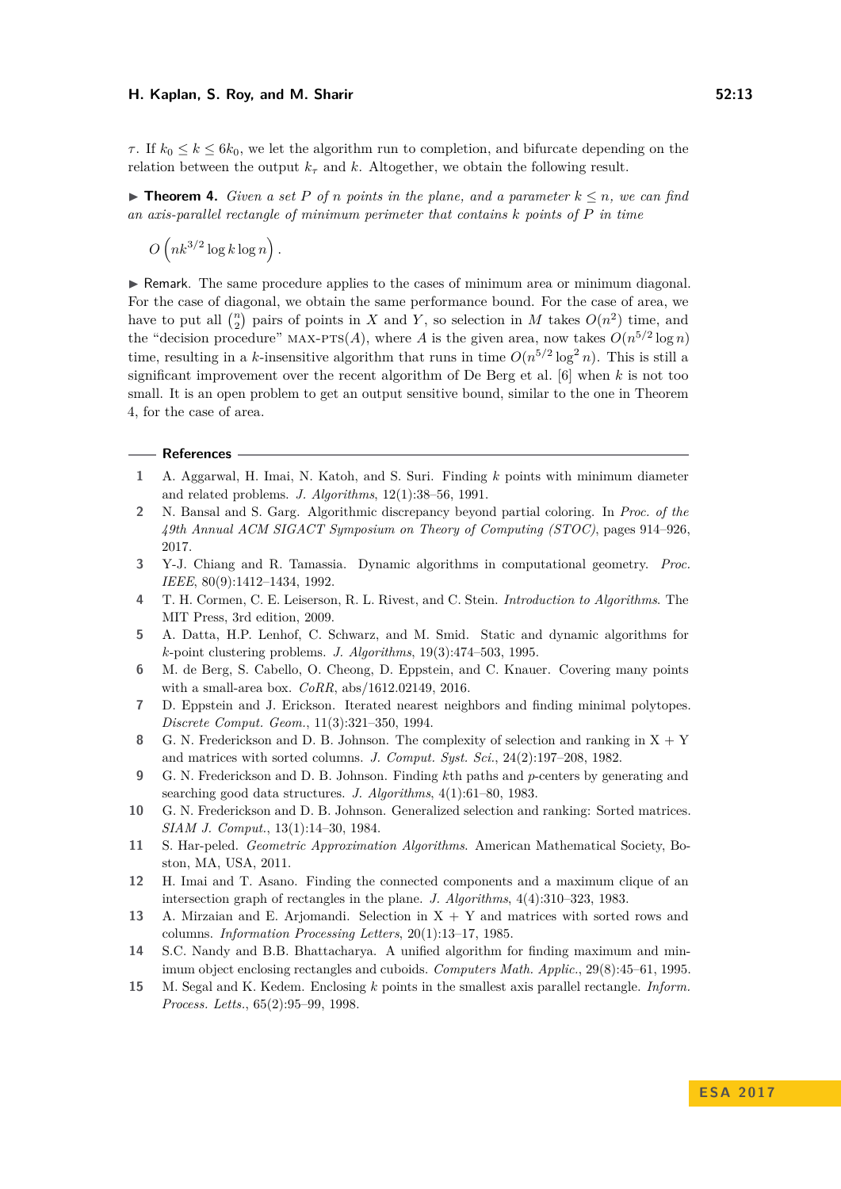$\tau$. If $k_0 \le k \le 6k_0$, we let the algorithm run to completion, and bifurcate depending on the relation between the output $k_\tau$ and $k$. Altogether, we obtain the following result.

▶ **Theorem 4.** *Given a set $P$ of $n$ points in the plane, and a parameter $k \le n$, we can find an axis-parallel rectangle of minimum perimeter that contains $k$ points of $P$ in time*

$$O\left(nk^{3/2}\log k \log n\right).$$

▶ Remark. The same procedure applies to the cases of minimum area or minimum diagonal. For the case of diagonal, we obtain the same performance bound. For the case of area, we have to put all $\binom{n}{2}$ pairs of points in $X$ and $Y$, so selection in $M$ takes $O(n^2)$ time, and the "decision procedure" MAX-PTS($A$), where $A$ is the given area, now takes $O(n^{5/2}\log n)$ time, resulting in a $k$-insensitive algorithm that runs in time $O(n^{5/2}\log^2 n)$. This is still a significant improvement over the recent algorithm of De Berg et al. [6] when $k$ is not too small. It is an open problem to get an output sensitive bound, similar to the one in Theorem 4, for the case of area.

## References

1. A. Aggarwal, H. Imai, N. Katoh, and S. Suri. Finding $k$ points with minimum diameter and related problems. *J. Algorithms*, 12(1):38–56, 1991.
2. N. Bansal and S. Garg. Algorithmic discrepancy beyond partial coloring. In *Proc. of the 49th Annual ACM SIGACT Symposium on Theory of Computing (STOC)*, pages 914–926, 2017.
3. Y-J. Chiang and R. Tamassia. Dynamic algorithms in computational geometry. *Proc. IEEE*, 80(9):1412–1434, 1992.
4. T. H. Cormen, C. E. Leiserson, R. L. Rivest, and C. Stein. *Introduction to Algorithms*. The MIT Press, 3rd edition, 2009.
5. A. Datta, H.P. Lenhof, C. Schwarz, and M. Smid. Static and dynamic algorithms for $k$-point clustering problems. *J. Algorithms*, 19(3):474–503, 1995.
6. M. de Berg, S. Cabello, O. Cheong, D. Eppstein, and C. Knauer. Covering many points with a small-area box. *CoRR*, abs/1612.02149, 2016.
7. D. Eppstein and J. Erickson. Iterated nearest neighbors and finding minimal polytopes. *Discrete Comput. Geom.*, 11(3):321–350, 1994.
8. G. N. Frederickson and D. B. Johnson. The complexity of selection and ranking in X + Y and matrices with sorted columns. *J. Comput. Syst. Sci.*, 24(2):197–208, 1982.
9. G. N. Frederickson and D. B. Johnson. Finding $k$th paths and $p$-centers by generating and searching good data structures. *J. Algorithms*, 4(1):61–80, 1983.
10. G. N. Frederickson and D. B. Johnson. Generalized selection and ranking: Sorted matrices. *SIAM J. Comput.*, 13(1):14–30, 1984.
11. S. Har-peled. *Geometric Approximation Algorithms*. American Mathematical Society, Boston, MA, USA, 2011.
12. H. Imai and T. Asano. Finding the connected components and a maximum clique of an intersection graph of rectangles in the plane. *J. Algorithms*, 4(4):310–323, 1983.
13. A. Mirzaian and E. Arjomandi. Selection in X + Y and matrices with sorted rows and columns. *Information Processing Letters*, 20(1):13–17, 1985.
14. S.C. Nandy and B.B. Bhattacharya. A unified algorithm for finding maximum and minimum object enclosing rectangles and cuboids. *Computers Math. Applic.*, 29(8):45–61, 1995.
15. M. Segal and K. Kedem. Enclosing $k$ points in the smallest axis parallel rectangle. *Inform. Process. Letts.*, 65(2):95–99, 1998.